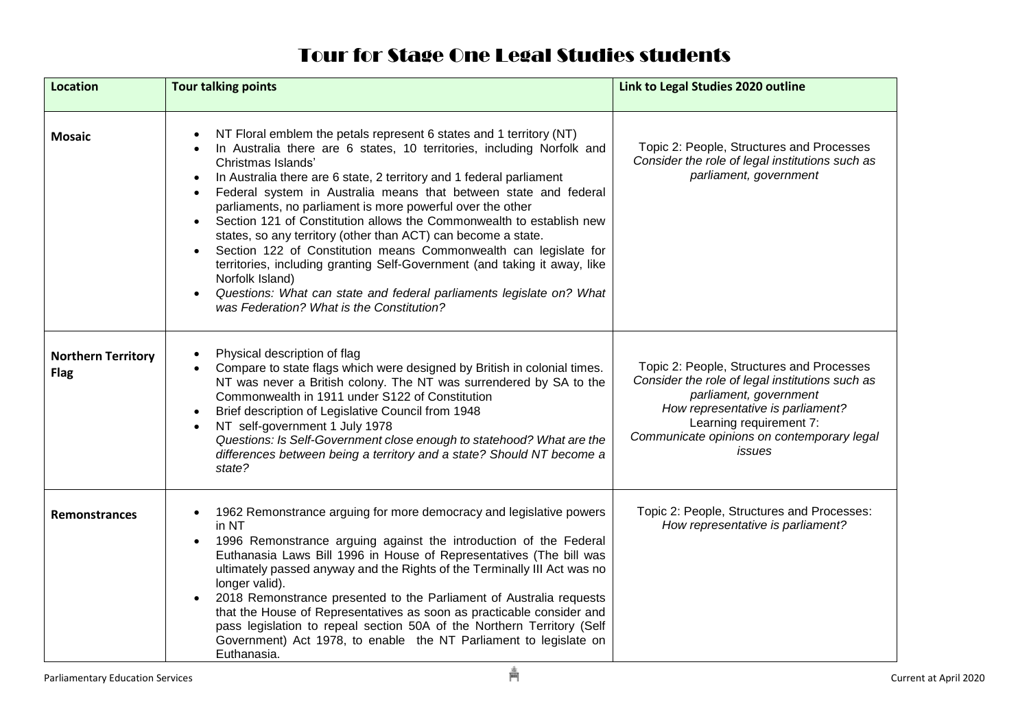# Tour for Stage One Legal Studies students

| Location | Tour talking points | Link to Legal Studies 2020 outline |
|---|---|---|
| **Mosaic** | • NT Floral emblem the petals represent 6 states and 1 territory (NT)<br>• In Australia there are 6 states, 10 territories, including Norfolk and Christmas Islands'<br>• In Australia there are 6 state, 2 territory and 1 federal parliament<br>• Federal system in Australia means that between state and federal parliaments, no parliament is more powerful over the other<br>• Section 121 of Constitution allows the Commonwealth to establish new states, so any territory (other than ACT) can become a state.<br>• Section 122 of Constitution means Commonwealth can legislate for territories, including granting Self-Government (and taking it away, like Norfolk Island)<br>• *Questions: What can state and federal parliaments legislate on? What was Federation? What is the Constitution?* | Topic 2: People, Structures and Processes<br>*Consider the role of legal institutions such as parliament, government* |
| **Northern Territory Flag** | • Physical description of flag<br>• Compare to state flags which were designed by British in colonial times. NT was never a British colony. The NT was surrendered by SA to the Commonwealth in 1911 under S122 of Constitution<br>• Brief description of Legislative Council from 1948<br>• NT self-government 1 July 1978<br>*Questions: Is Self-Government close enough to statehood? What are the differences between being a territory and a state? Should NT become a state?* | Topic 2: People, Structures and Processes<br>*Consider the role of legal institutions such as parliament, government*<br>*How representative is parliament?*<br>Learning requirement 7:<br>*Communicate opinions on contemporary legal issues* |
| **Remonstrances** | • 1962 Remonstrance arguing for more democracy and legislative powers in NT<br>• 1996 Remonstrance arguing against the introduction of the Federal Euthanasia Laws Bill 1996 in House of Representatives (The bill was ultimately passed anyway and the Rights of the Terminally Ill Act was no longer valid).<br>• 2018 Remonstrance presented to the Parliament of Australia requests that the House of Representatives as soon as practicable consider and pass legislation to repeal section 50A of the Northern Territory (Self Government) Act 1978, to enable the NT Parliament to legislate on Euthanasia. | Topic 2: People, Structures and Processes:<br>*How representative is parliament?* |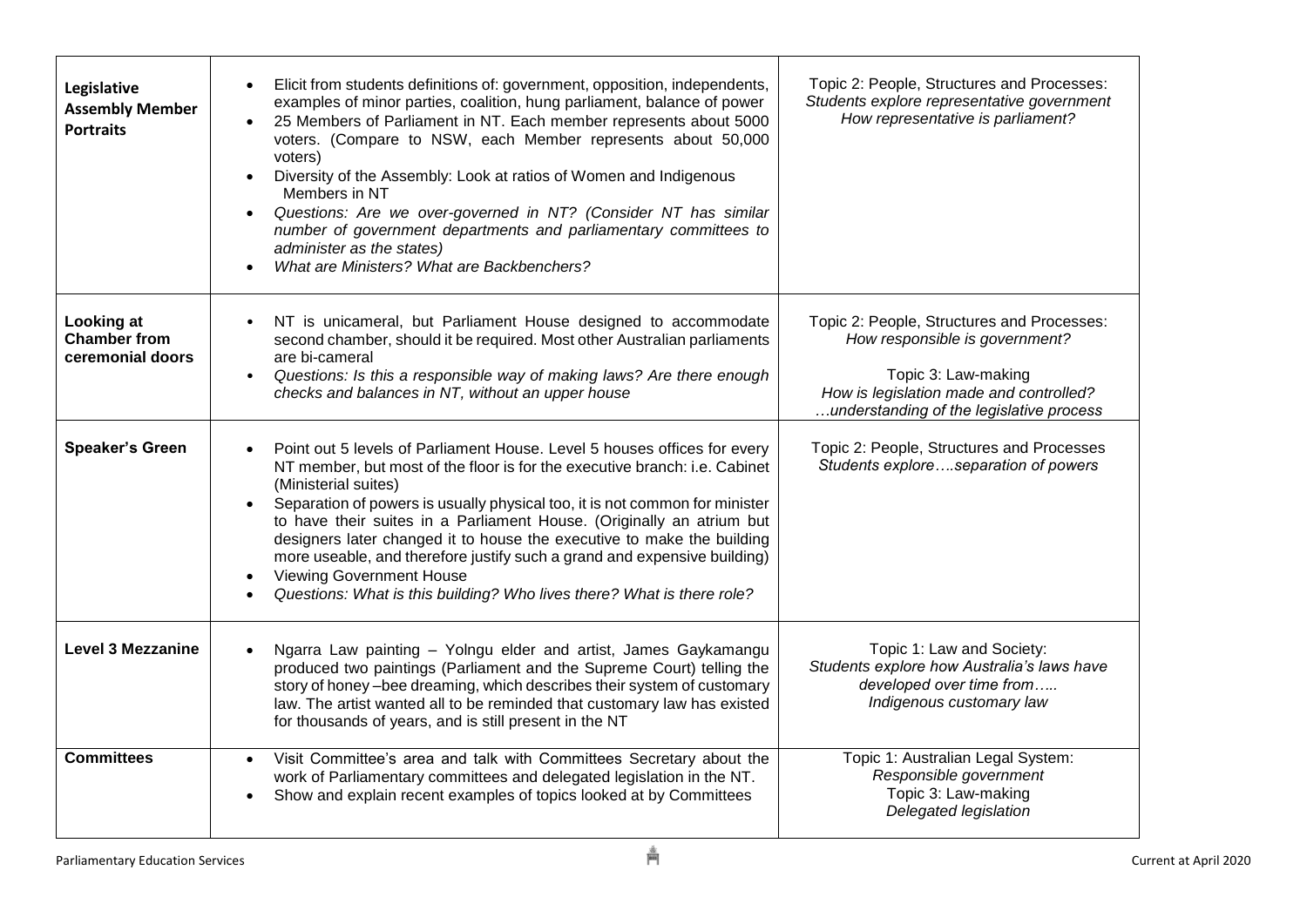| **Legislative Assembly Member Portraits** | <ul><li>Elicit from students definitions of: government, opposition, independents, examples of minor parties, coalition, hung parliament, balance of power</li><li>25 Members of Parliament in NT. Each member represents about 5000 voters. (Compare to NSW, each Member represents about 50,000 voters)</li><li>Diversity of the Assembly: Look at ratios of Women and Indigenous Members in NT</li><li>*Questions: Are we over-governed in NT? (Consider NT has similar number of government departments and parliamentary committees to administer as the states)*</li><li>*What are Ministers? What are Backbenchers?*</li></ul> | Topic 2: People, Structures and Processes:<br>*Students explore representative government*<br>*How representative is parliament?* |
|---|---|---|
| **Looking at Chamber from ceremonial doors** | <ul><li>NT is unicameral, but Parliament House designed to accommodate second chamber, should it be required. Most other Australian parliaments are bi-cameral</li><li>*Questions: Is this a responsible way of making laws? Are there enough checks and balances in NT, without an upper house*</li></ul> | Topic 2: People, Structures and Processes:<br>*How responsible is government?*<br><br>Topic 3: Law-making<br>*How is legislation made and controlled?*<br>*…understanding of the legislative process* |
| **Speaker's Green** | <ul><li>Point out 5 levels of Parliament House. Level 5 houses offices for every NT member, but most of the floor is for the executive branch: i.e. Cabinet (Ministerial suites)</li><li>Separation of powers is usually physical too, it is not common for minister to have their suites in a Parliament House. (Originally an atrium but designers later changed it to house the executive to make the building more useable, and therefore justify such a grand and expensive building)</li><li>Viewing Government House</li><li>*Questions: What is this building? Who lives there? What is there role?*</li></ul> | Topic 2: People, Structures and Processes<br>*Students explore….separation of powers* |
| **Level 3 Mezzanine** | <ul><li>Ngarra Law painting – Yolngu elder and artist, James Gaykamangu produced two paintings (Parliament and the Supreme Court) telling the story of honey –bee dreaming, which describes their system of customary law. The artist wanted all to be reminded that customary law has existed for thousands of years, and is still present in the NT</li></ul> | Topic 1: Law and Society:<br>*Students explore how Australia's laws have developed over time from…..*<br>*Indigenous customary law* |
| **Committees** | <ul><li>Visit Committee's area and talk with Committees Secretary about the work of Parliamentary committees and delegated legislation in the NT.</li><li>Show and explain recent examples of topics looked at by Committees</li></ul> | Topic 1: Australian Legal System:<br>*Responsible government*<br>Topic 3: Law-making<br>*Delegated legislation* |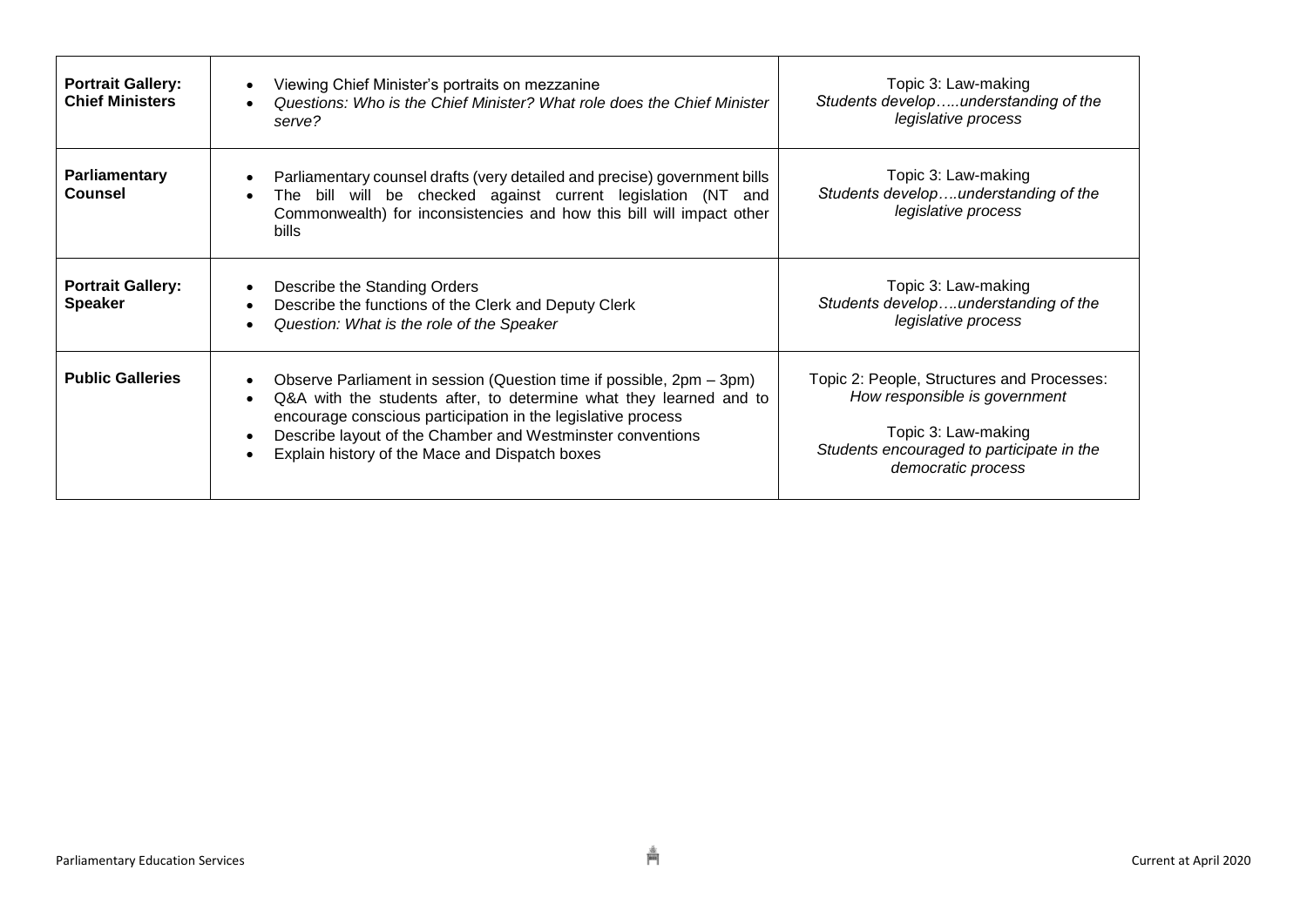| | | |
|---|---|---|
| **Portrait Gallery: Chief Ministers** | • Viewing Chief Minister's portraits on mezzanine<br>• *Questions: Who is the Chief Minister? What role does the Chief Minister serve?* | Topic 3: Law-making<br>*Students develop…..understanding of the legislative process* |
| **Parliamentary Counsel** | • Parliamentary counsel drafts (very detailed and precise) government bills<br>• The bill will be checked against current legislation (NT and Commonwealth) for inconsistencies and how this bill will impact other bills | Topic 3: Law-making<br>*Students develop….understanding of the legislative process* |
| **Portrait Gallery: Speaker** | • Describe the Standing Orders<br>• Describe the functions of the Clerk and Deputy Clerk<br>• *Question: What is the role of the Speaker* | Topic 3: Law-making<br>*Students develop….understanding of the legislative process* |
| **Public Galleries** | • Observe Parliament in session (Question time if possible, 2pm – 3pm)<br>• Q&A with the students after, to determine what they learned and to encourage conscious participation in the legislative process<br>• Describe layout of the Chamber and Westminster conventions<br>• Explain history of the Mace and Dispatch boxes | Topic 2: People, Structures and Processes:<br>*How responsible is government*<br><br>Topic 3: Law-making<br>*Students encouraged to participate in the democratic process* |